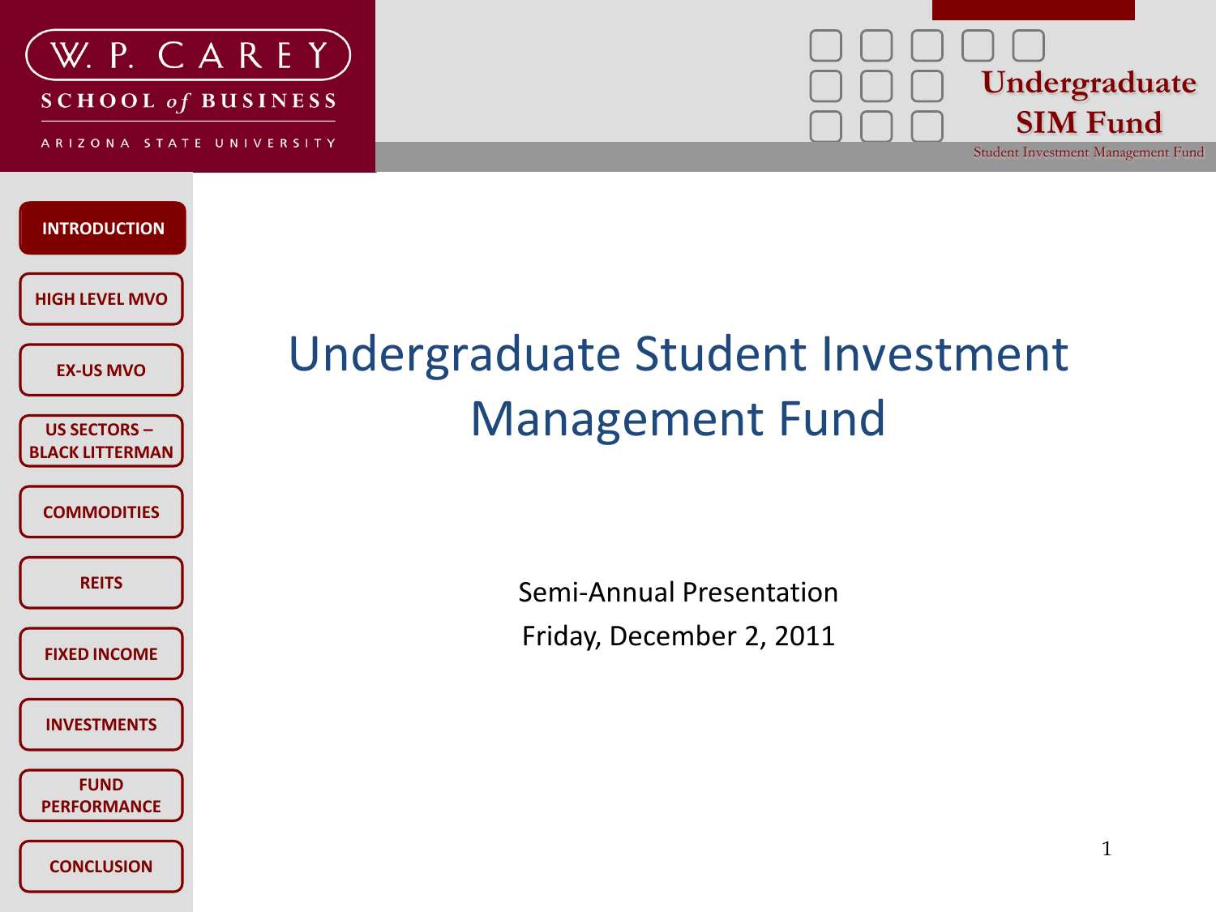W. P. CAREY SCHOOL of BUSINESS

ARIZONA STATE UNIVERSITY

Undergraduate SIM Fund

Student Investment Management Fund

- INTRODUCTION
- HIGH LEVEL MVO
- EX-US MVO
- US SECTORS – BLACK LITTERMAN
- COMMODITIES
- REITS
- FIXED INCOME
- INVESTMENTS
- FUND PERFORMANCE
- CONCLUSION

# Undergraduate Student Investment Management Fund

Semi-Annual Presentation

Friday, December 2, 2011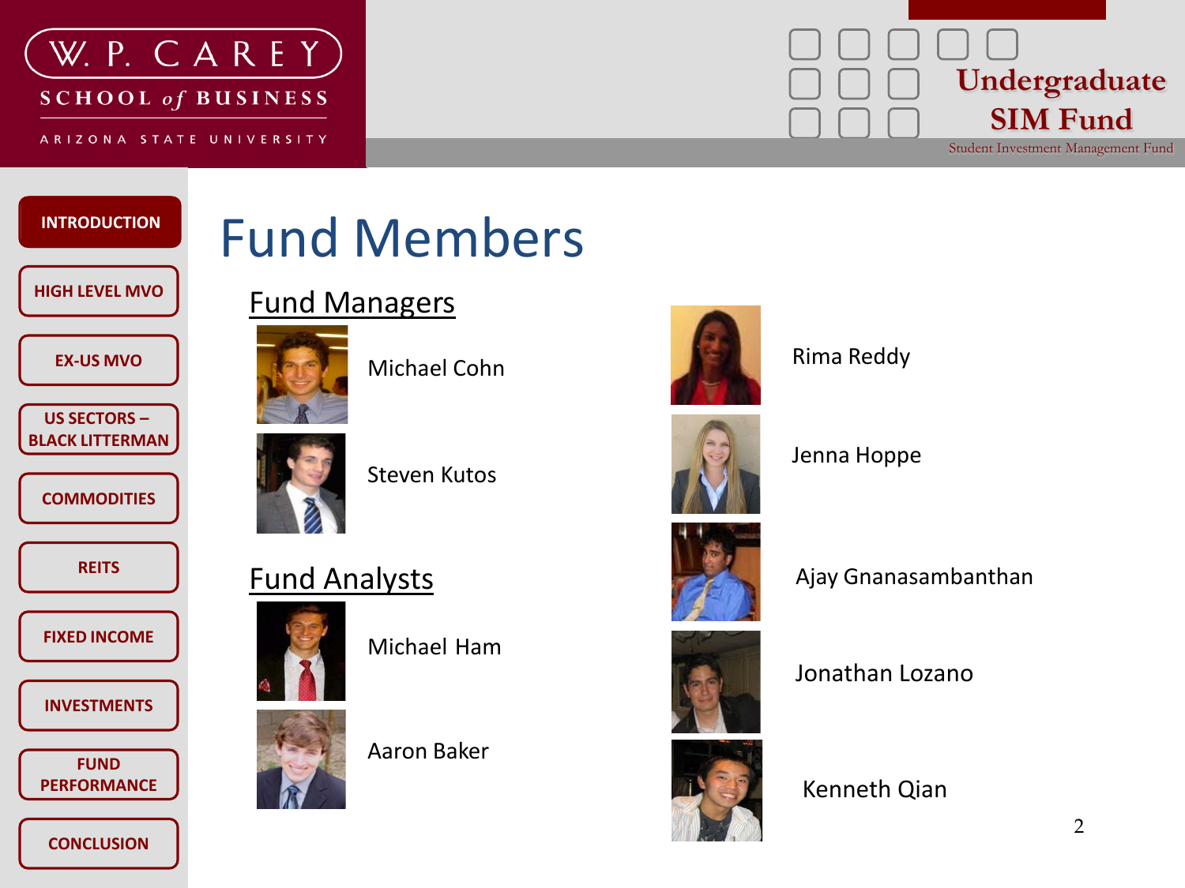# Fund Members

## Fund Managers

Michael Cohn

Steven Kutos

## Fund Analysts

Michael Ham

Aaron Baker

Rima Reddy

Jenna Hoppe

Ajay Gnanasambanthan

Jonathan Lozano

Kenneth Qian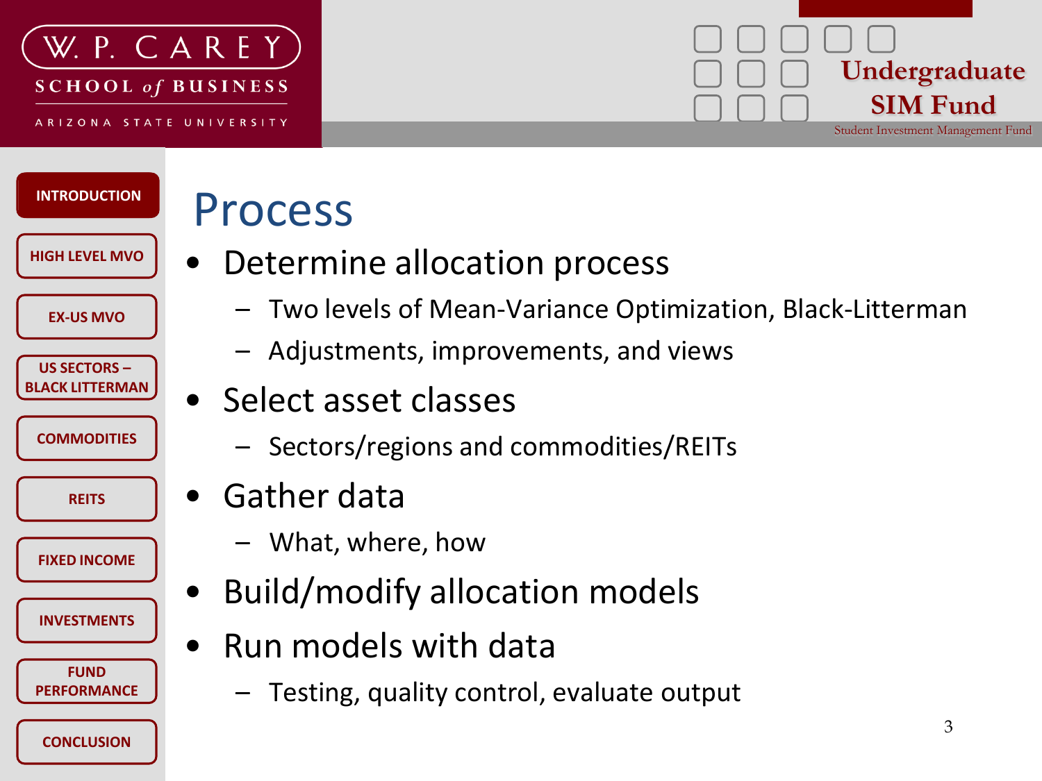# Process

- Determine allocation process
  - Two levels of Mean-Variance Optimization, Black-Litterman
  - Adjustments, improvements, and views
- Select asset classes
  - Sectors/regions and commodities/REITs
- Gather data
  - What, where, how
- Build/modify allocation models
- Run models with data
  - Testing, quality control, evaluate output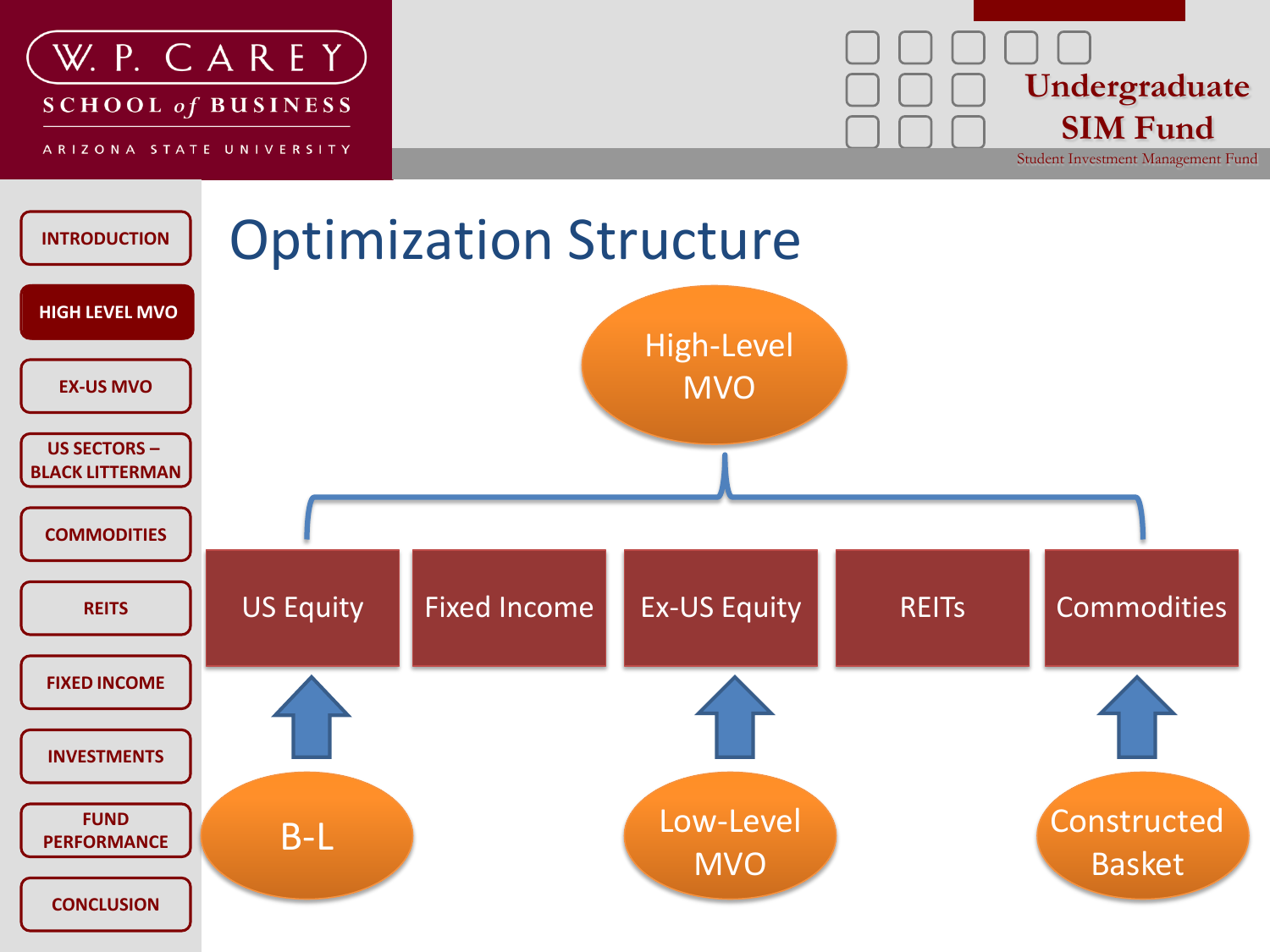# Optimization Structure

- INTRODUCTION
- HIGH LEVEL MVO
- EX-US MVO
- US SECTORS – BLACK LITTERMAN
- COMMODITIES
- REITS
- FIXED INCOME
- INVESTMENTS
- FUND PERFORMANCE
- CONCLUSION

High-Level MVO

| US Equity | Fixed Income | Ex-US Equity | REITs | Commodities |
|---|---|---|---|---|
| B-L | | Low-Level MVO | | Constructed Basket |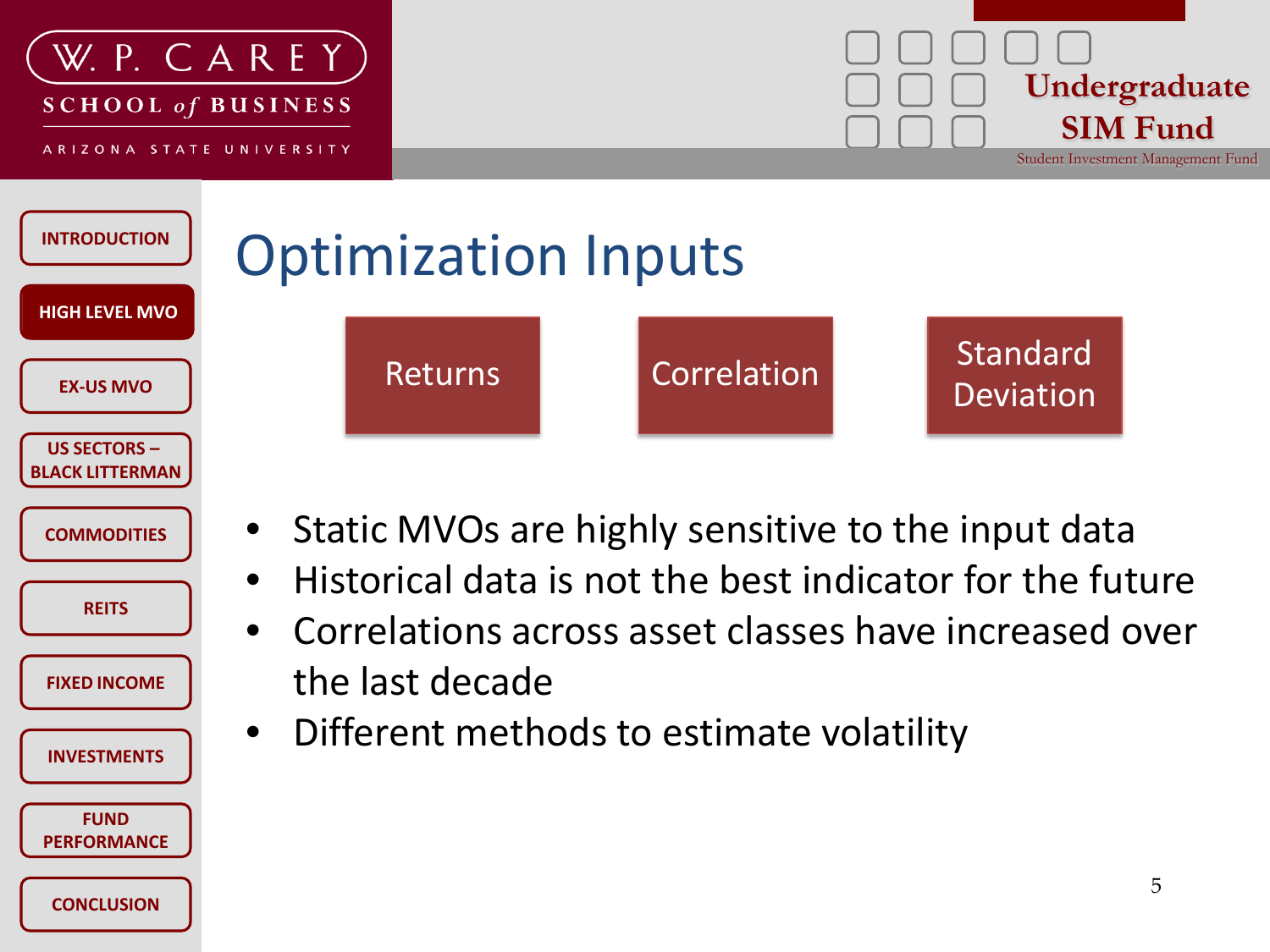# Optimization Inputs

Returns | Correlation | Standard Deviation

- Static MVOs are highly sensitive to the input data
- Historical data is not the best indicator for the future
- Correlations across asset classes have increased over the last decade
- Different methods to estimate volatility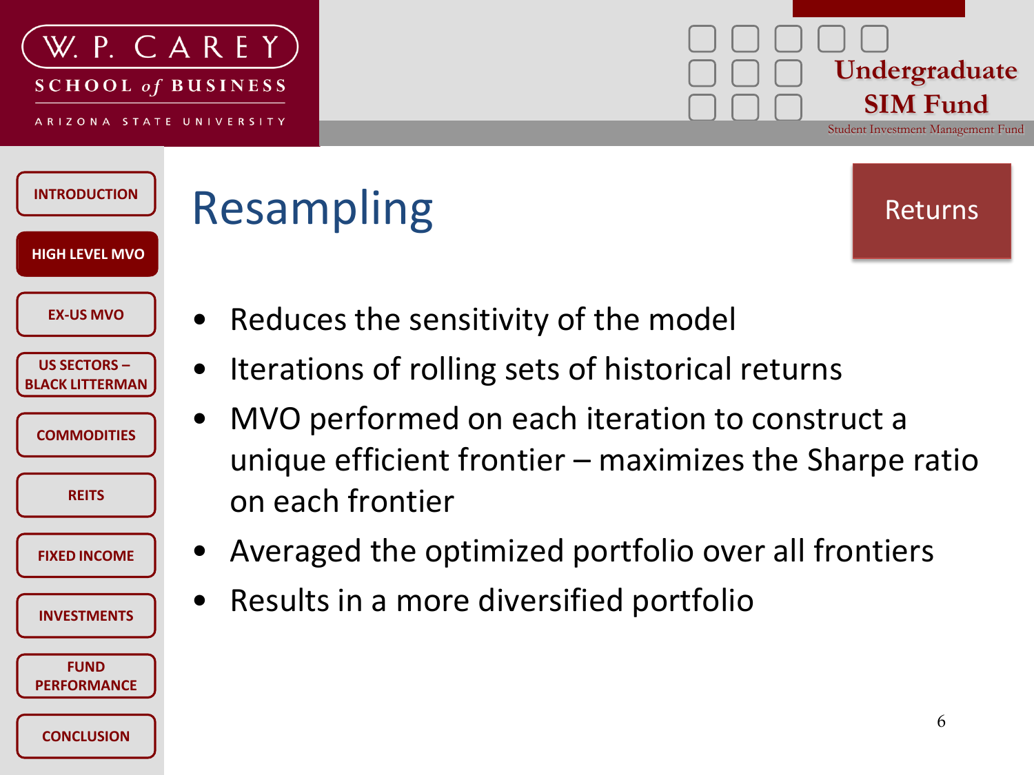# Resampling

Returns

- Reduces the sensitivity of the model
- Iterations of rolling sets of historical returns
- MVO performed on each iteration to construct a unique efficient frontier – maximizes the Sharpe ratio on each frontier
- Averaged the optimized portfolio over all frontiers
- Results in a more diversified portfolio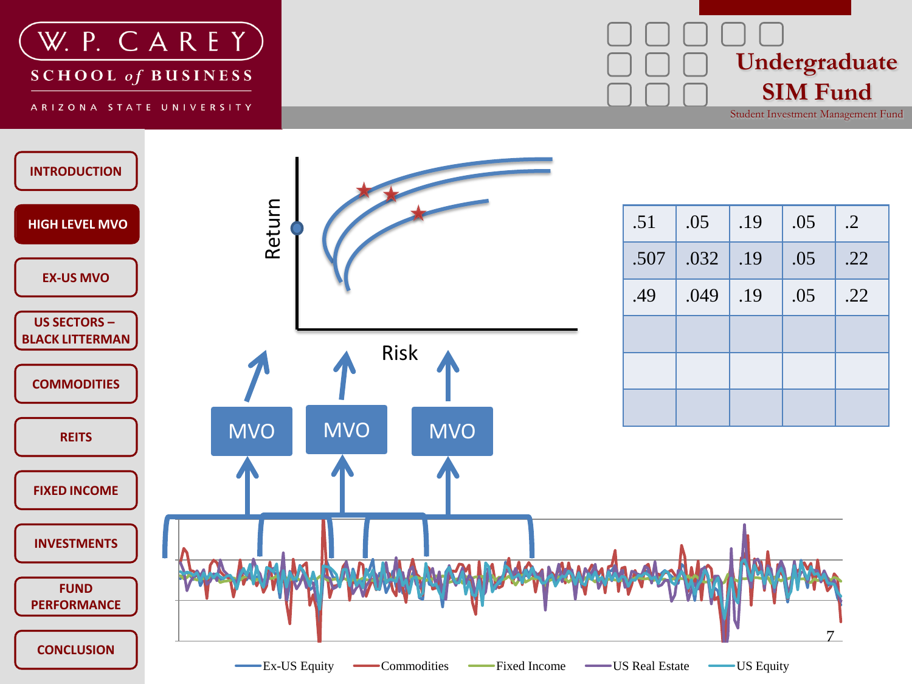W. P. CAREY SCHOOL of BUSINESS
ARIZONA STATE UNIVERSITY

Undergraduate SIM Fund
Student Investment Management Fund

- INTRODUCTION
- HIGH LEVEL MVO
- EX-US MVO
- US SECTORS – BLACK LITTERMAN
- COMMODITIES
- REITS
- FIXED INCOME
- INVESTMENTS
- FUND PERFORMANCE
- CONCLUSION

Return

Risk

MVO MVO MVO

| .51 | .05 | .19 | .05 | .2 |
|---|---|---|---|---|
| .507 | .032 | .19 | .05 | .22 |
| .49 | .049 | .19 | .05 | .22 |
| | | | | |
| | | | | |
| | | | | |

Ex-US Equity — Commodities — Fixed Income — US Real Estate — US Equity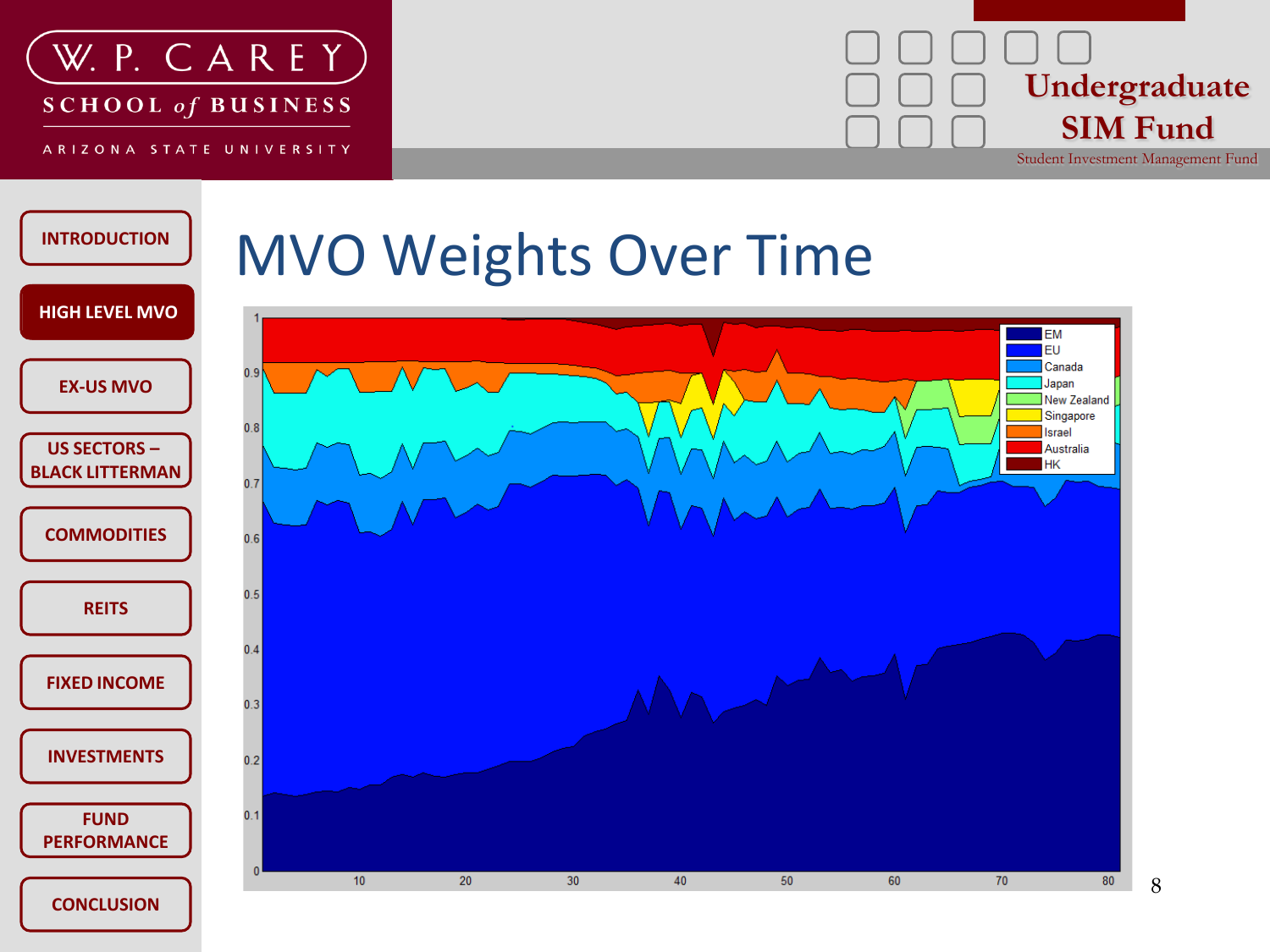# MVO Weights Over Time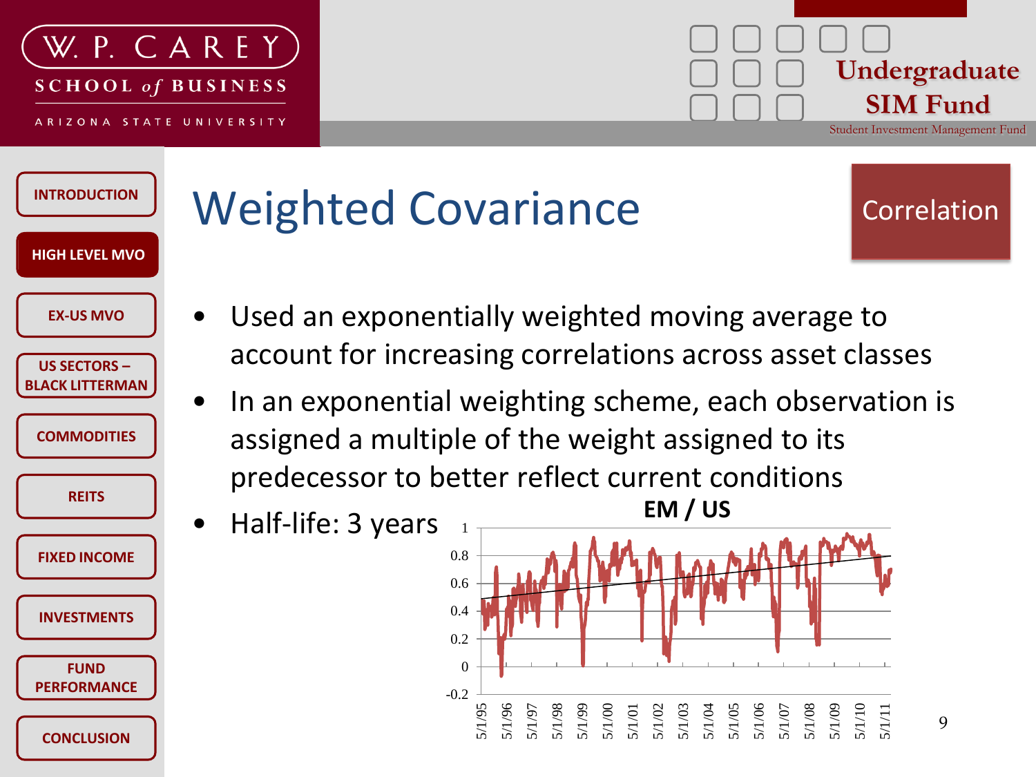# Weighted Covariance

Correlation

- Used an exponentially weighted moving average to account for increasing correlations across asset classes
- In an exponential weighting scheme, each observation is assigned a multiple of the weight assigned to its predecessor to better reflect current conditions
- Half-life: 3 years

**EM / US**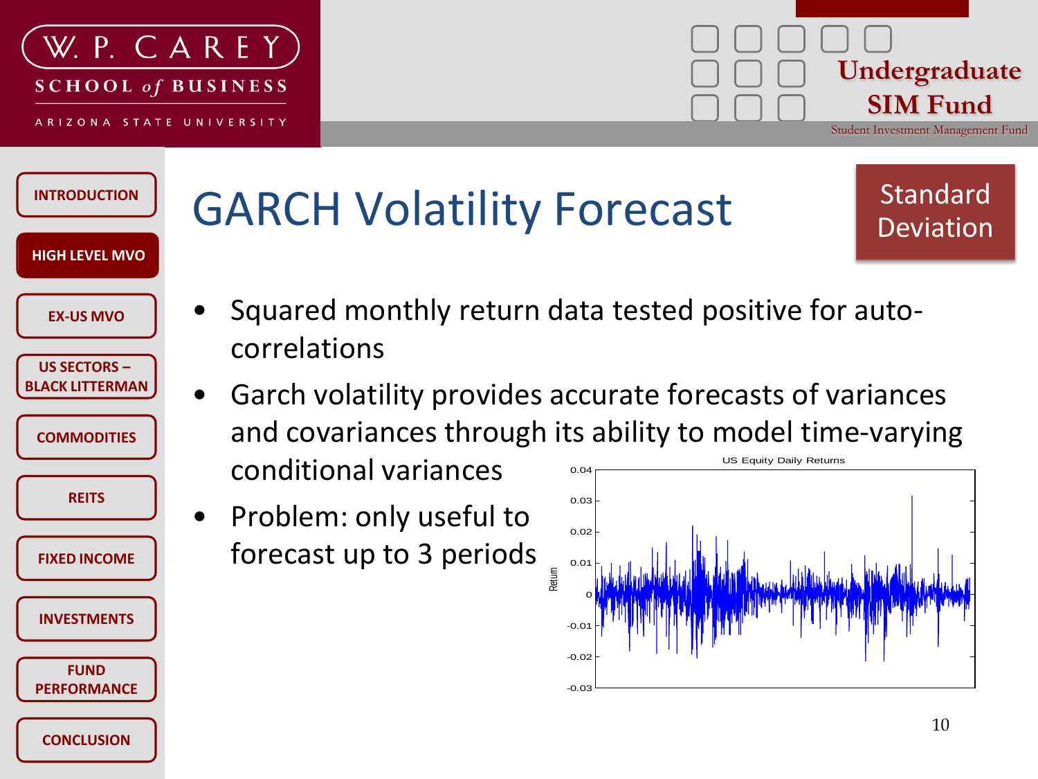# GARCH Volatility Forecast

Standard Deviation

- Squared monthly return data tested positive for auto-correlations
- Garch volatility provides accurate forecasts of variances and covariances through its ability to model time-varying conditional variances
- Problem: only useful to forecast up to 3 periods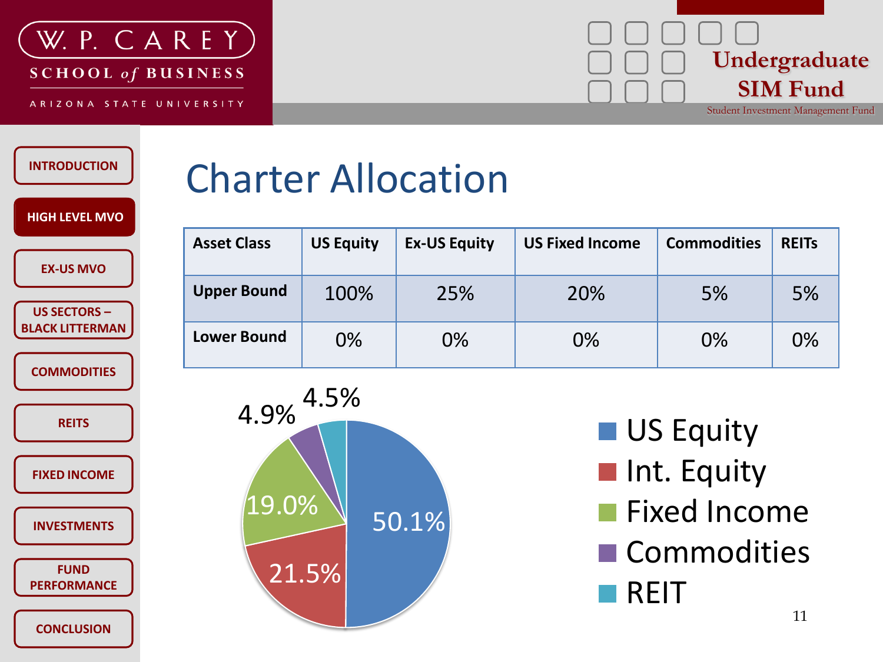# Charter Allocation

| Asset Class | US Equity | Ex-US Equity | US Fixed Income | Commodities | REITs |
|---|---|---|---|---|---|
| **Upper Bound** | 100% | 25% | 20% | 5% | 5% |
| **Lower Bound** | 0% | 0% | 0% | 0% | 0% |

| Asset Class | Allocation |
|---|---|
| US Equity | 50.1% |
| Int. Equity | 21.5% |
| Fixed Income | 19.0% |
| Commodities | 4.9% |
| REIT | 4.5% |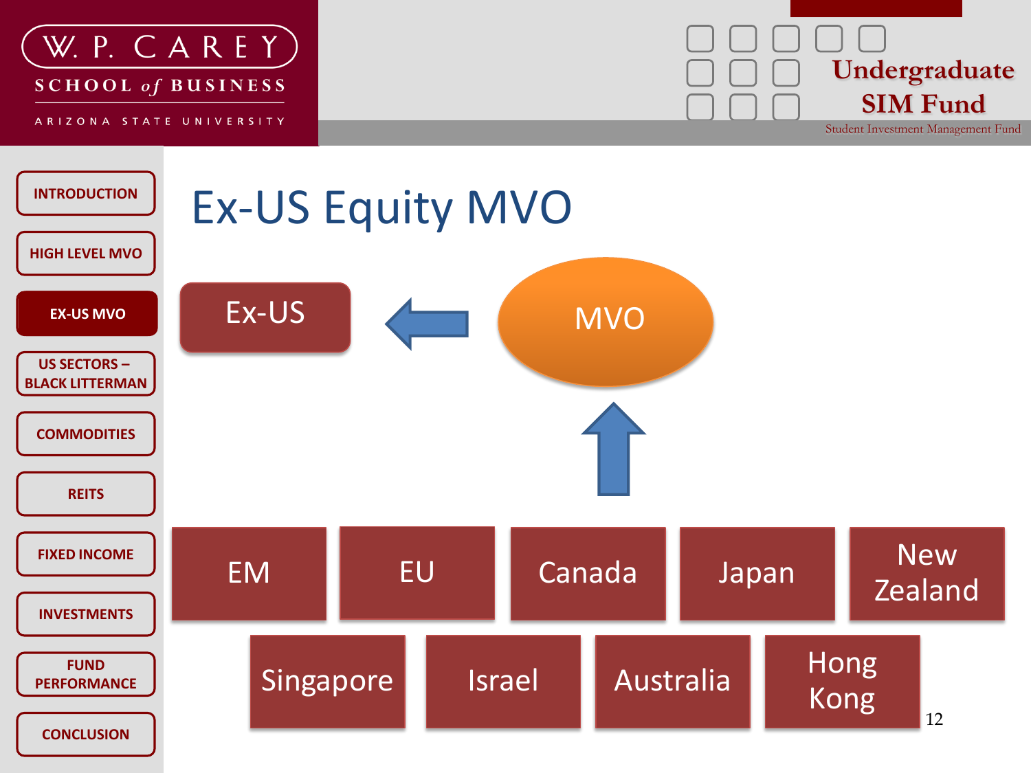# Ex-US Equity MVO

Ex-US ← MVO

↑

EM | EU | Canada | Japan | New Zealand

Singapore | Israel | Australia | Hong Kong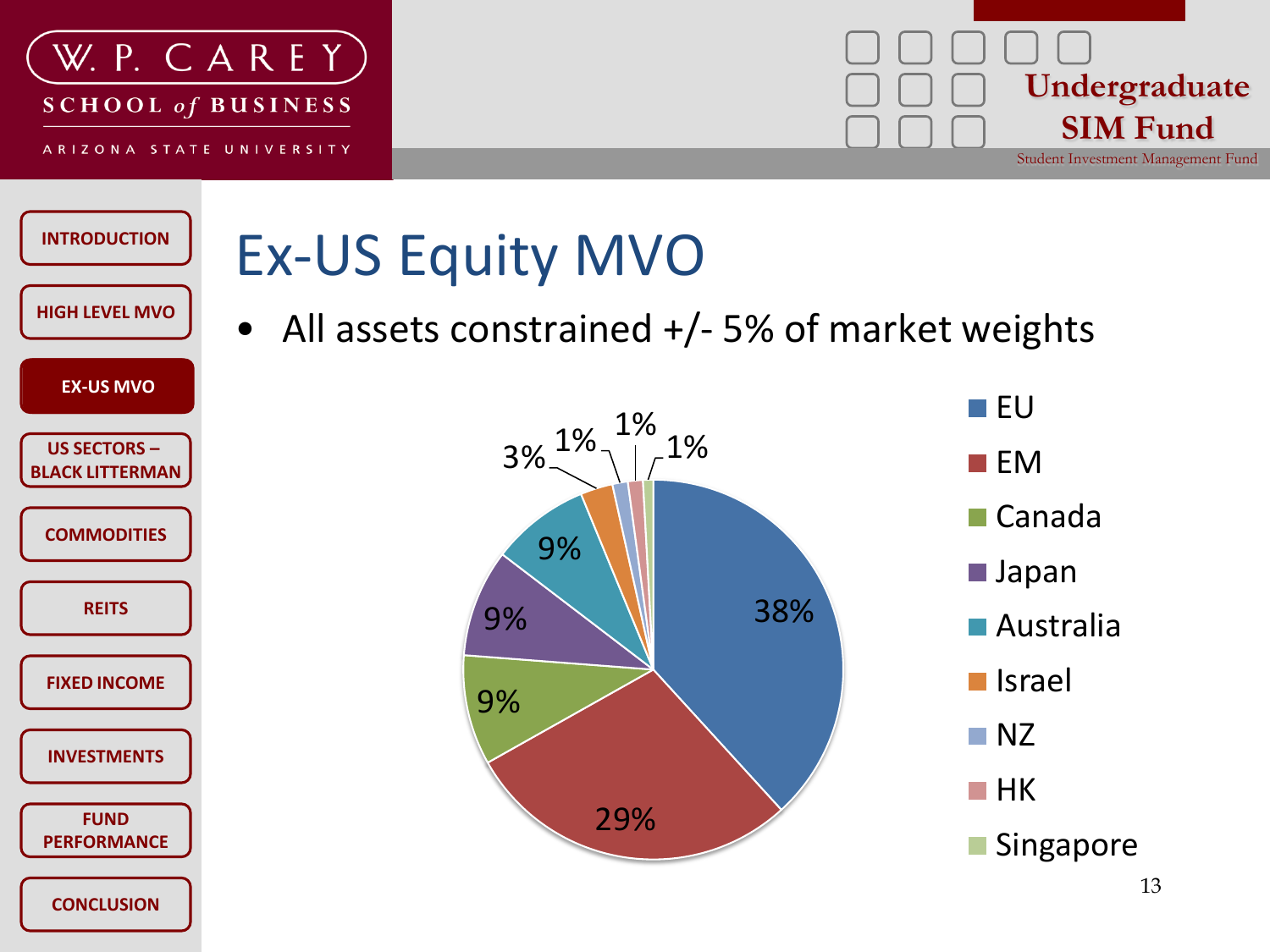# Ex-US Equity MVO

- All assets constrained +/- 5% of market weights

| Region | Weight |
| --- | --- |
| EU | 38% |
| EM | 29% |
| Canada | 9% |
| Japan | 9% |
| Australia | 9% |
| Israel | 3% |
| NZ | 1% |
| HK | 1% |
| Singapore | 1% |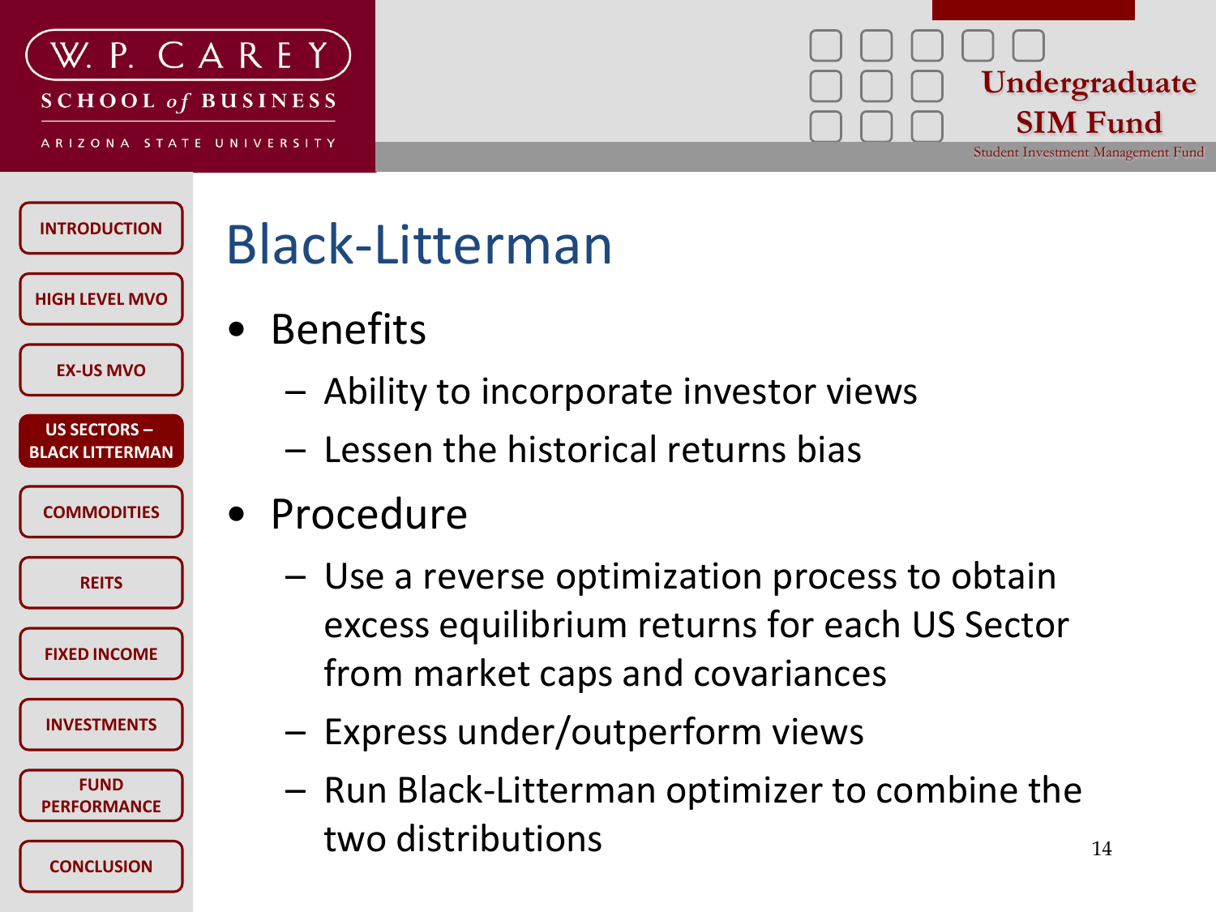# Black-Litterman

- Benefits
  - Ability to incorporate investor views
  - Lessen the historical returns bias
- Procedure
  - Use a reverse optimization process to obtain excess equilibrium returns for each US Sector from market caps and covariances
  - Express under/outperform views
  - Run Black-Litterman optimizer to combine the two distributions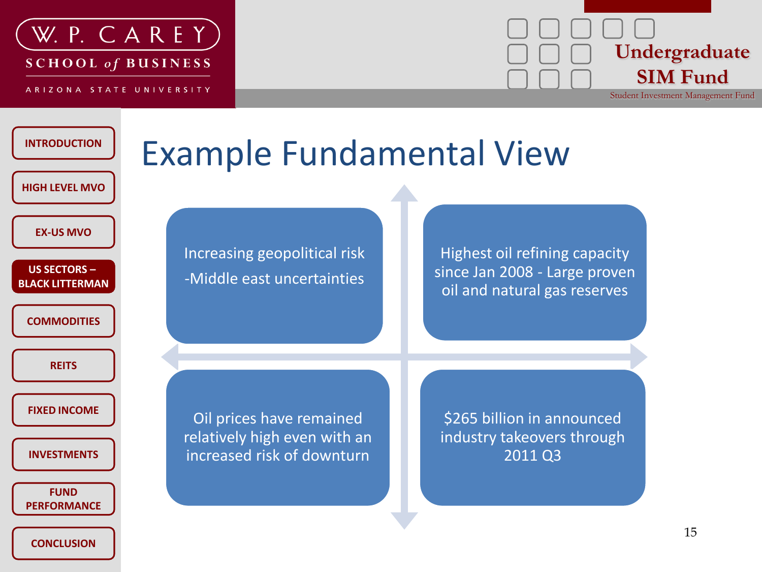# Example Fundamental View

- Increasing geopolitical risk
  -Middle east uncertainties
- Highest oil refining capacity since Jan 2008 - Large proven oil and natural gas reserves
- Oil prices have remained relatively high even with an increased risk of downturn
- $265 billion in announced industry takeovers through 2011 Q3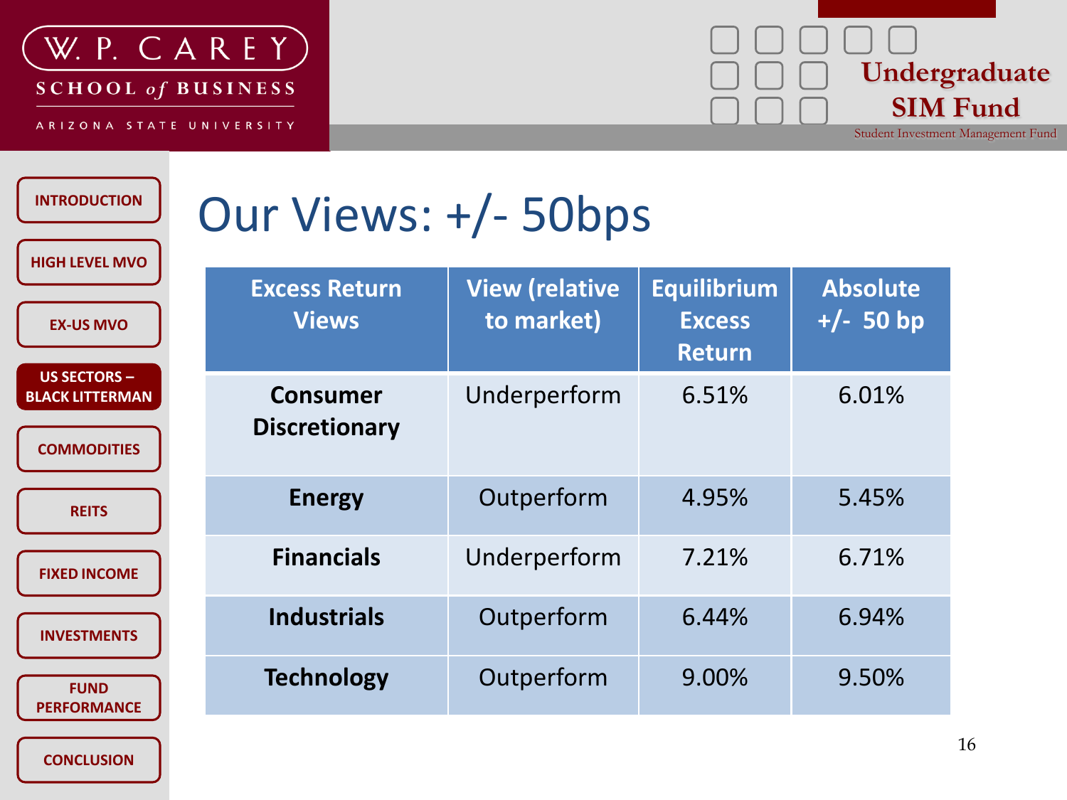# Our Views: +/- 50bps

| Excess Return Views | View (relative to market) | Equilibrium Excess Return | Absolute +/- 50 bp |
|---|---|---|---|
| **Consumer Discretionary** | Underperform | 6.51% | 6.01% |
| **Energy** | Outperform | 4.95% | 5.45% |
| **Financials** | Underperform | 7.21% | 6.71% |
| **Industrials** | Outperform | 6.44% | 6.94% |
| **Technology** | Outperform | 9.00% | 9.50% |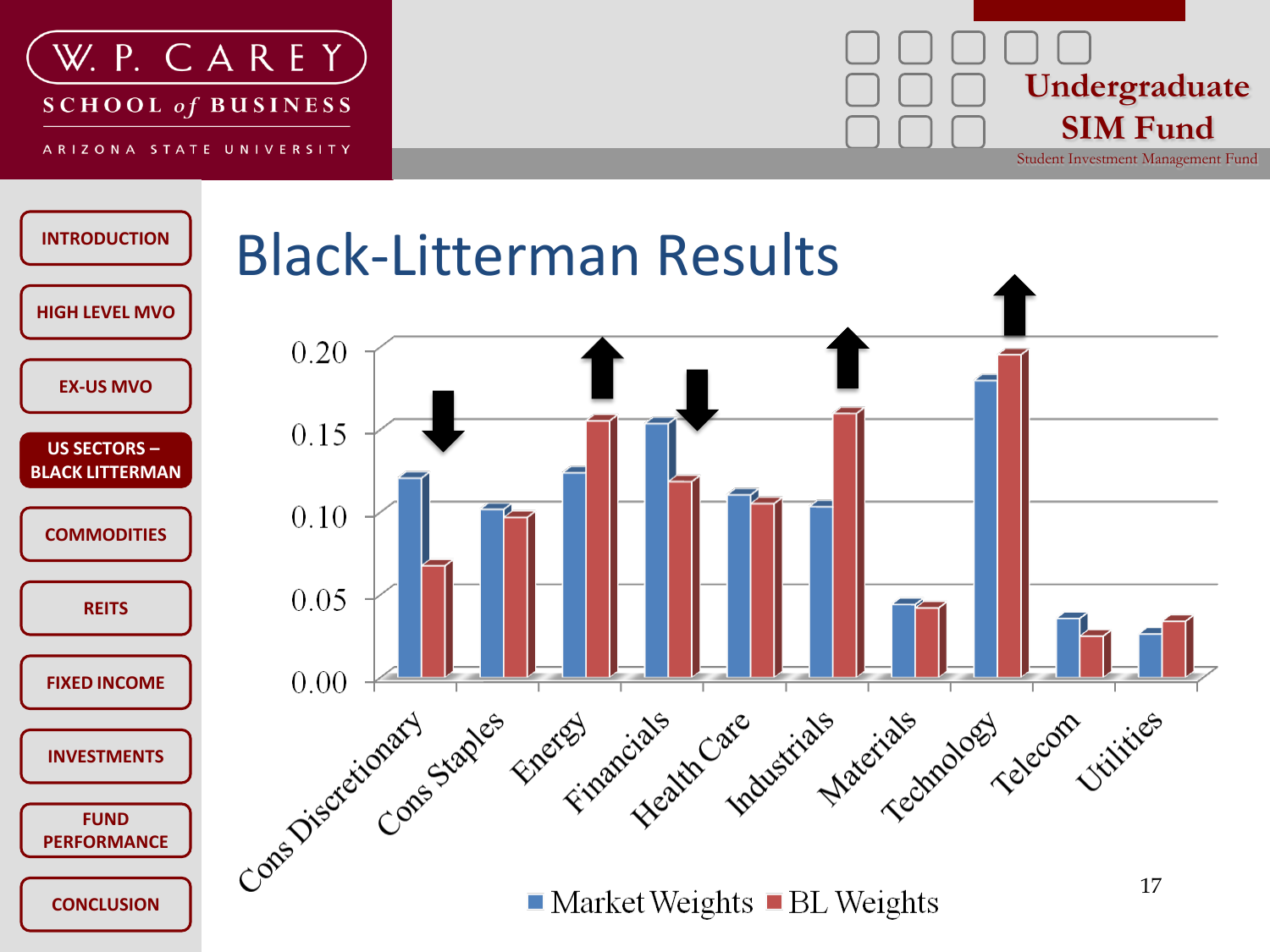# Black-Litterman Results

| Sector | Market Weights | BL Weights |
| --- | --- | --- |
| Cons Discretionary | 0.12 | 0.07 |
| Cons Staples | 0.10 | 0.10 |
| Energy | 0.12 | 0.15 |
| Financials | 0.15 | 0.12 |
| Health Care | 0.11 | 0.10 |
| Industrials | 0.10 | 0.16 |
| Materials | 0.04 | 0.04 |
| Technology | 0.18 | 0.19 |
| Telecom | 0.03 | 0.02 |
| Utilities | 0.03 | 0.03 |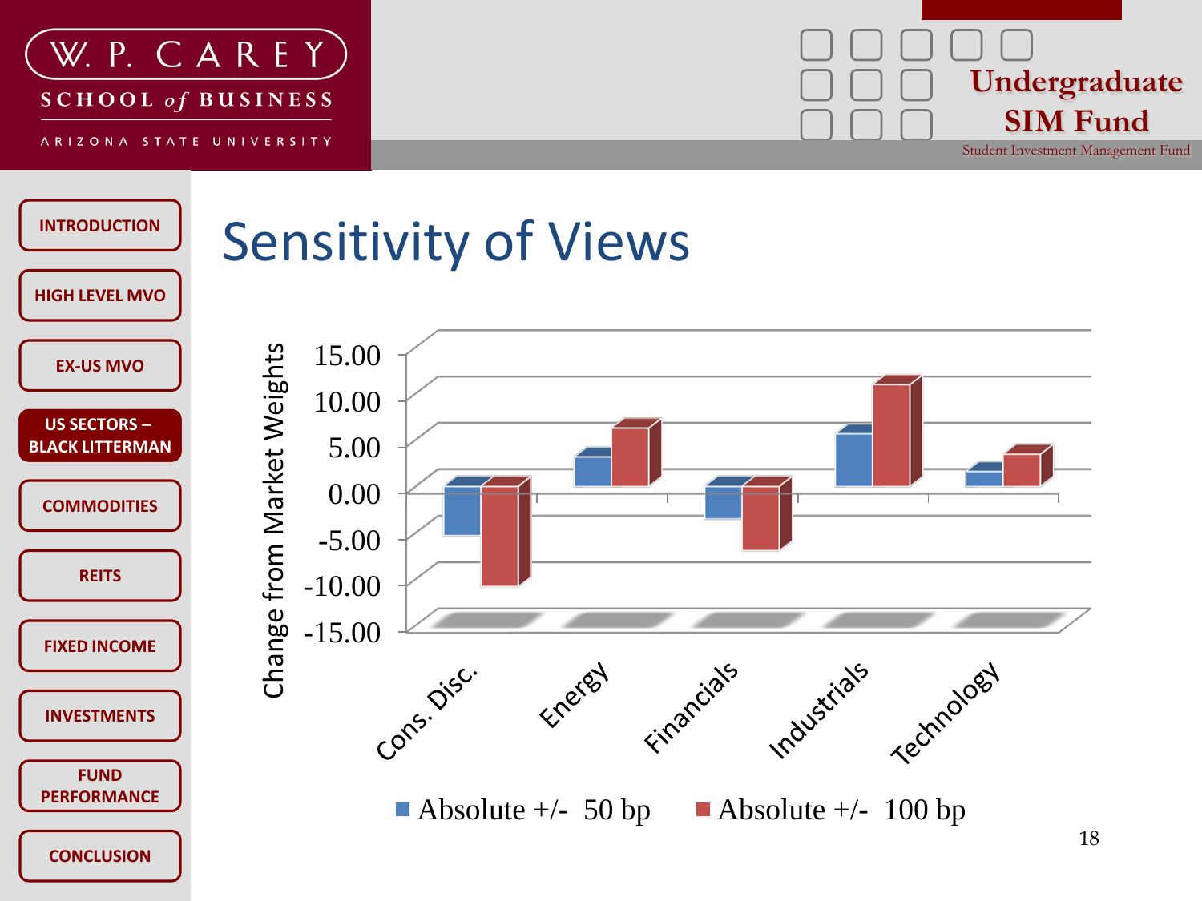W. P. CAREY SCHOOL of BUSINESS
ARIZONA STATE UNIVERSITY

Undergraduate SIM Fund
Student Investment Management Fund

- INTRODUCTION
- HIGH LEVEL MVO
- EX-US MVO
- US SECTORS – BLACK LITTERMAN
- COMMODITIES
- REITS
- FIXED INCOME
- INVESTMENTS
- FUND PERFORMANCE
- CONCLUSION

# Sensitivity of Views

Change from Market Weights

15.00
10.00
5.00
0.00
-5.00
-10.00
-15.00

Cons. Disc. | Energy | Financials | Industrials | Technology

■ Absolute +/- 50 bp ■ Absolute +/- 100 bp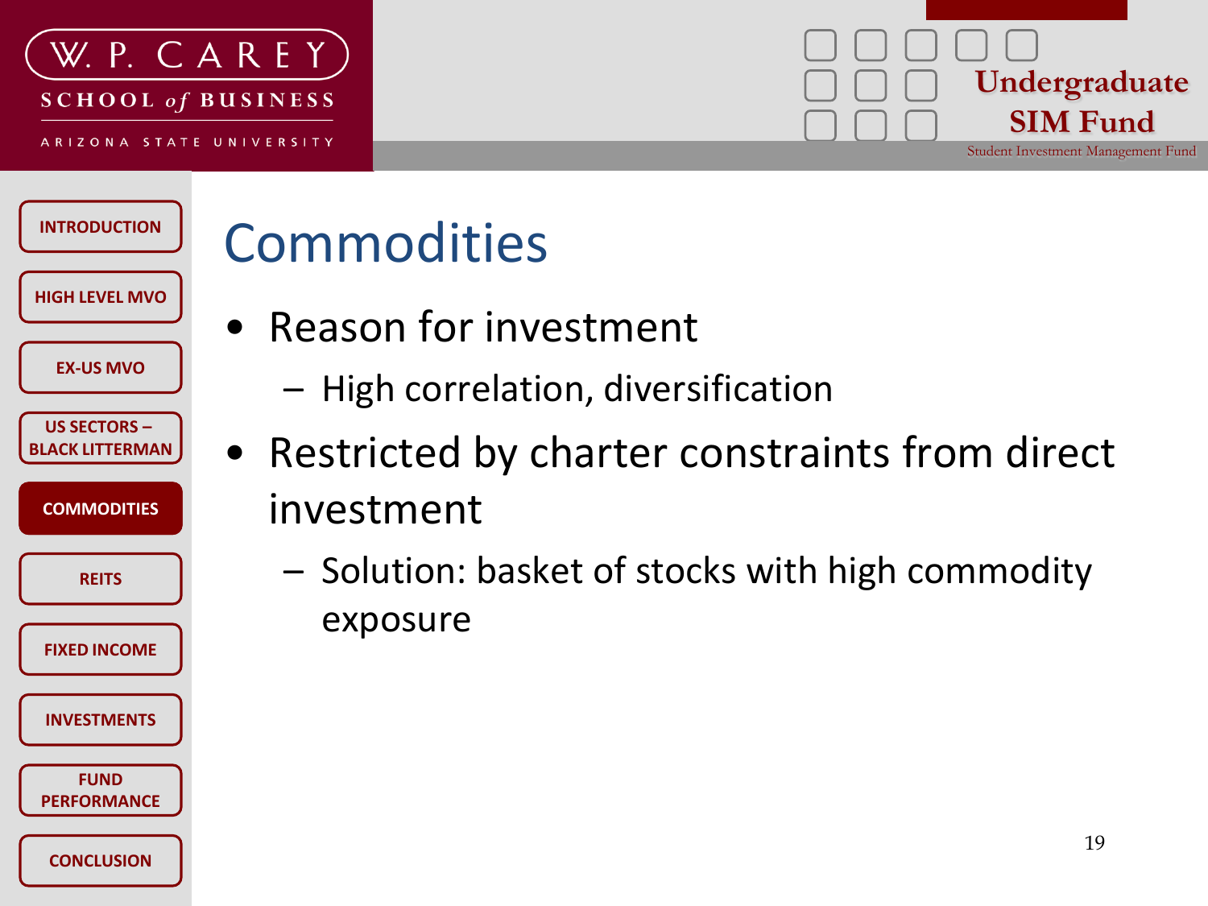# Commodities

- Reason for investment
  - High correlation, diversification
- Restricted by charter constraints from direct investment
  - Solution: basket of stocks with high commodity exposure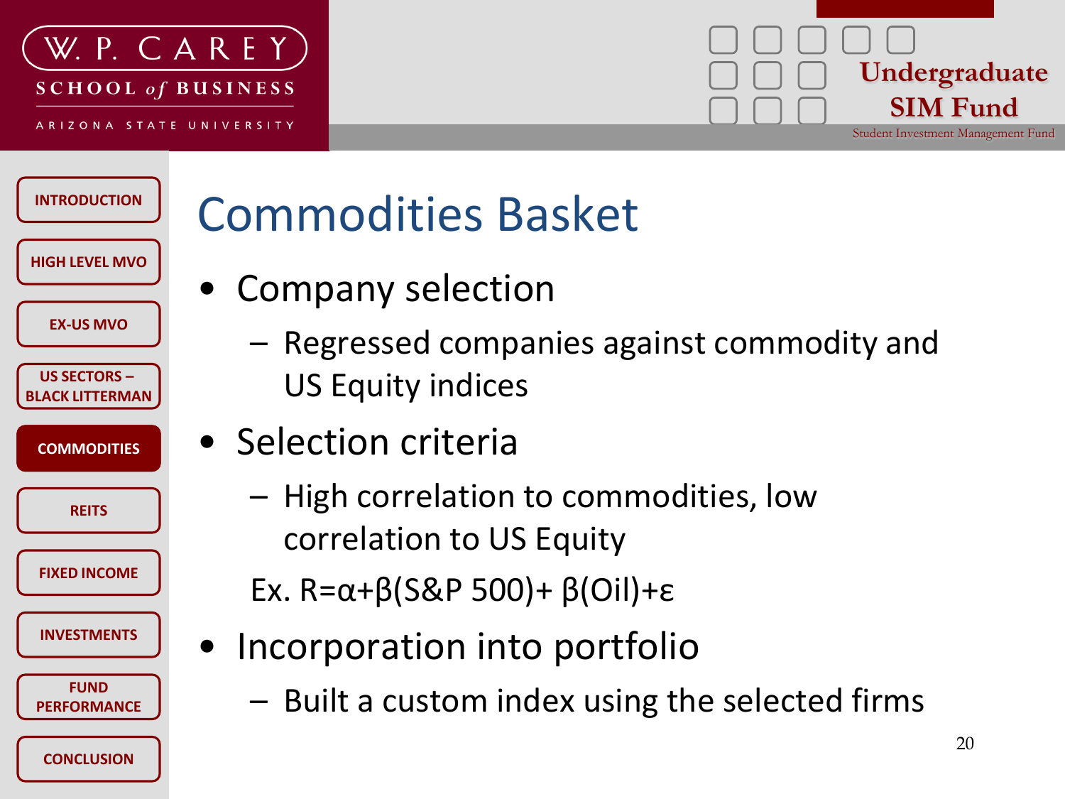# Commodities Basket

- Company selection
  - Regressed companies against commodity and US Equity indices
- Selection criteria
  - High correlation to commodities, low correlation to US Equity

  Ex. $R=\alpha+\beta(S\&P\ 500)+\beta(Oil)+\varepsilon$
- Incorporation into portfolio
  - Built a custom index using the selected firms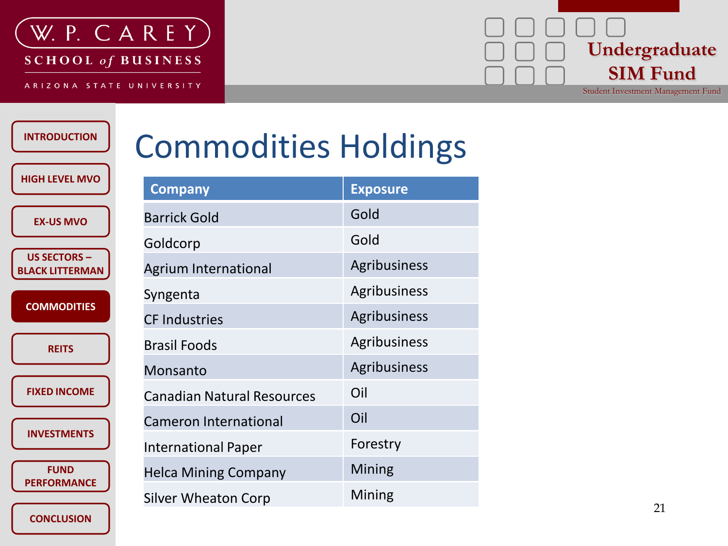# Commodities Holdings

| Company | Exposure |
| --- | --- |
| Barrick Gold | Gold |
| Goldcorp | Gold |
| Agrium International | Agribusiness |
| Syngenta | Agribusiness |
| CF Industries | Agribusiness |
| Brasil Foods | Agribusiness |
| Monsanto | Agribusiness |
| Canadian Natural Resources | Oil |
| Cameron International | Oil |
| International Paper | Forestry |
| Helca Mining Company | Mining |
| Silver Wheaton Corp | Mining |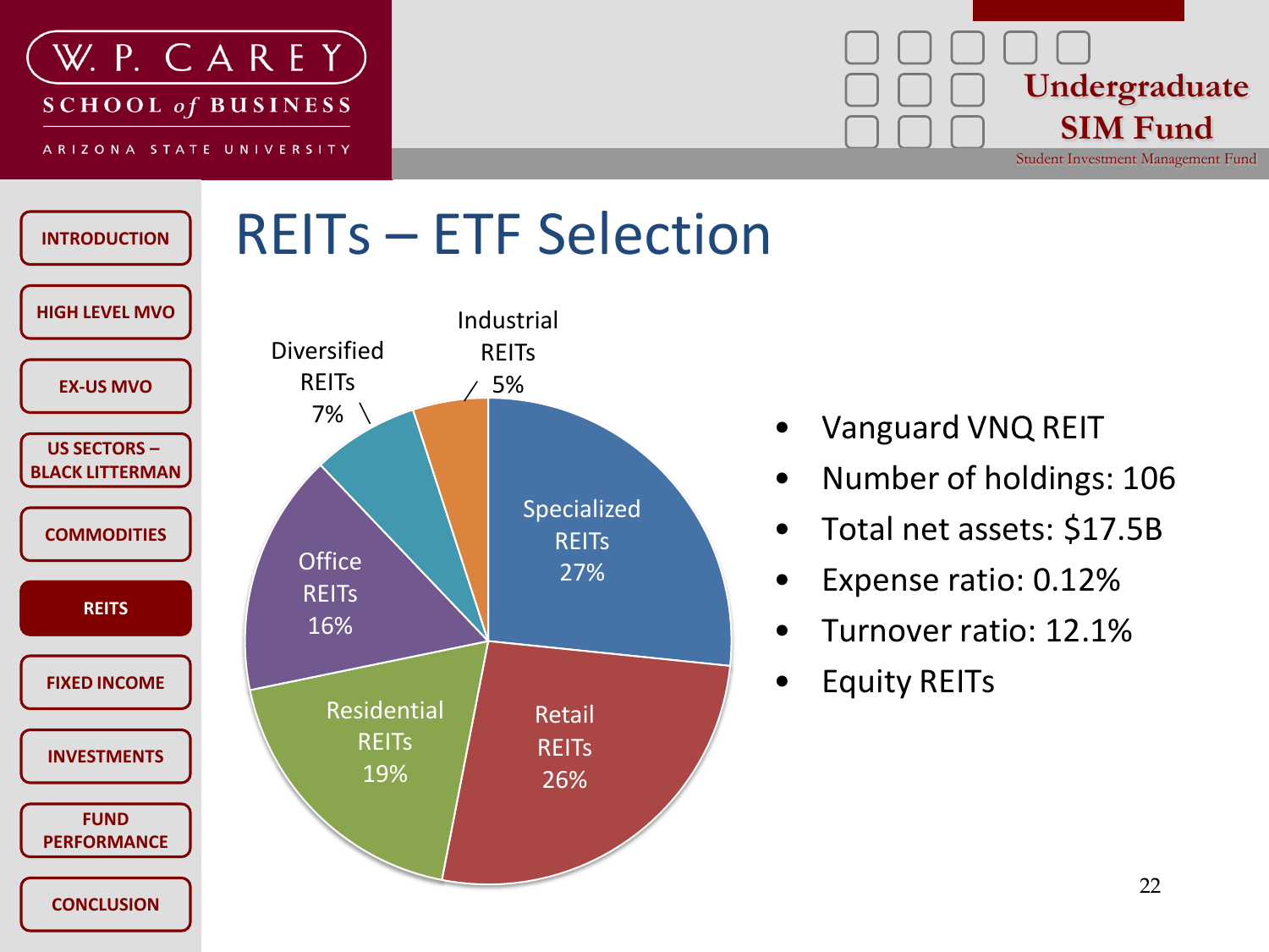# REITs – ETF Selection

Specialized REITs 27%

Retail REITs 26%

Residential REITs 19%

Office REITs 16%

Diversified REITs 7%

Industrial REITs 5%

- Vanguard VNQ REIT
- Number of holdings: 106
- Total net assets: $17.5B
- Expense ratio: 0.12%
- Turnover ratio: 12.1%
- Equity REITs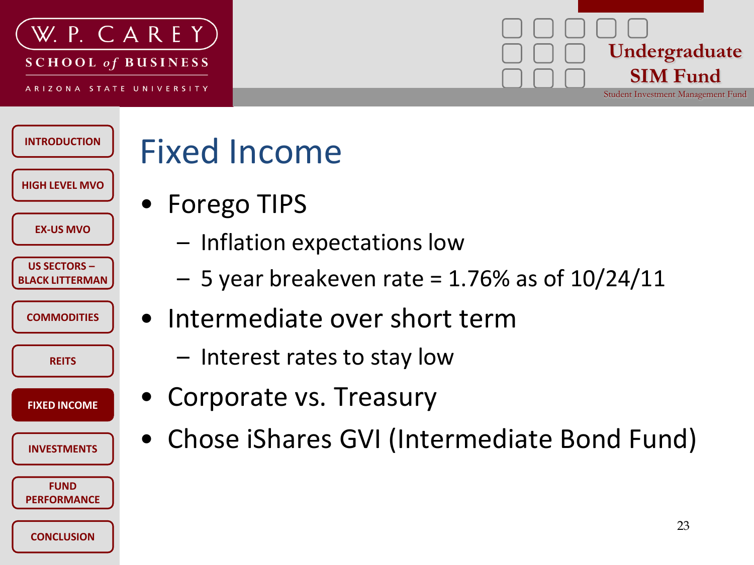# Fixed Income

- Forego TIPS
  - Inflation expectations low
  - 5 year breakeven rate = 1.76% as of 10/24/11
- Intermediate over short term
  - Interest rates to stay low
- Corporate vs. Treasury
- Chose iShares GVI (Intermediate Bond Fund)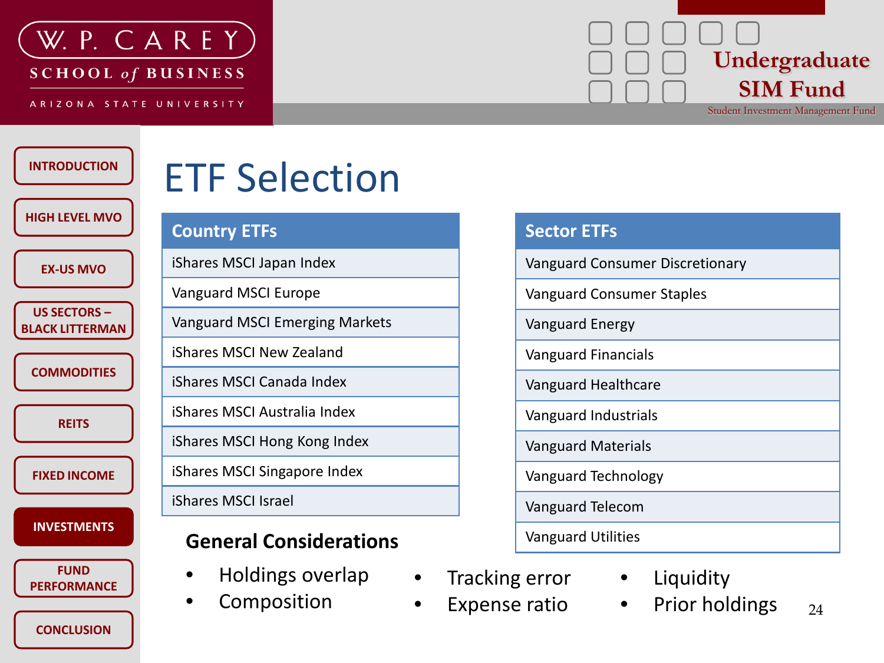# ETF Selection

| Country ETFs |
| --- |
| iShares MSCI Japan Index |
| Vanguard MSCI Europe |
| Vanguard MSCI Emerging Markets |
| iShares MSCI New Zealand |
| iShares MSCI Canada Index |
| iShares MSCI Australia Index |
| iShares MSCI Hong Kong Index |
| iShares MSCI Singapore Index |
| iShares MSCI Israel |

| Sector ETFs |
| --- |
| Vanguard Consumer Discretionary |
| Vanguard Consumer Staples |
| Vanguard Energy |
| Vanguard Financials |
| Vanguard Healthcare |
| Vanguard Industrials |
| Vanguard Materials |
| Vanguard Technology |
| Vanguard Telecom |
| Vanguard Utilities |

## General Considerations

- Holdings overlap
- Composition
- Tracking error
- Expense ratio
- Liquidity
- Prior holdings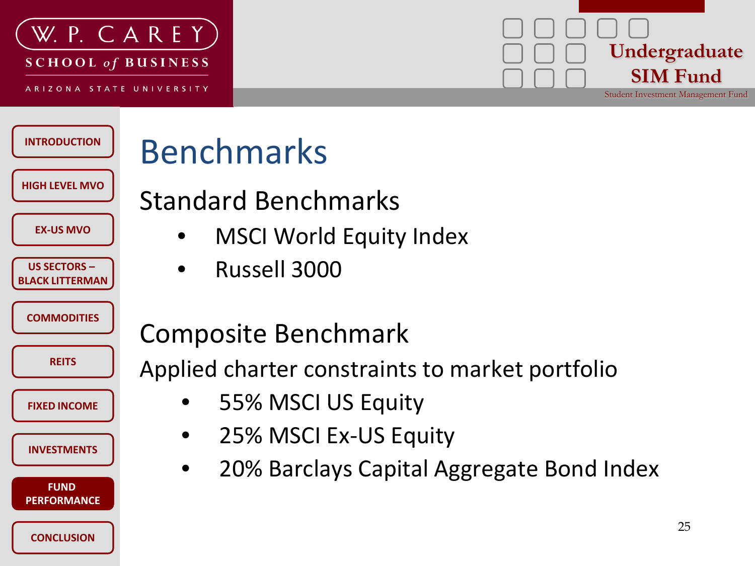# Benchmarks

## Standard Benchmarks

- MSCI World Equity Index
- Russell 3000

## Composite Benchmark

Applied charter constraints to market portfolio

- 55% MSCI US Equity
- 25% MSCI Ex-US Equity
- 20% Barclays Capital Aggregate Bond Index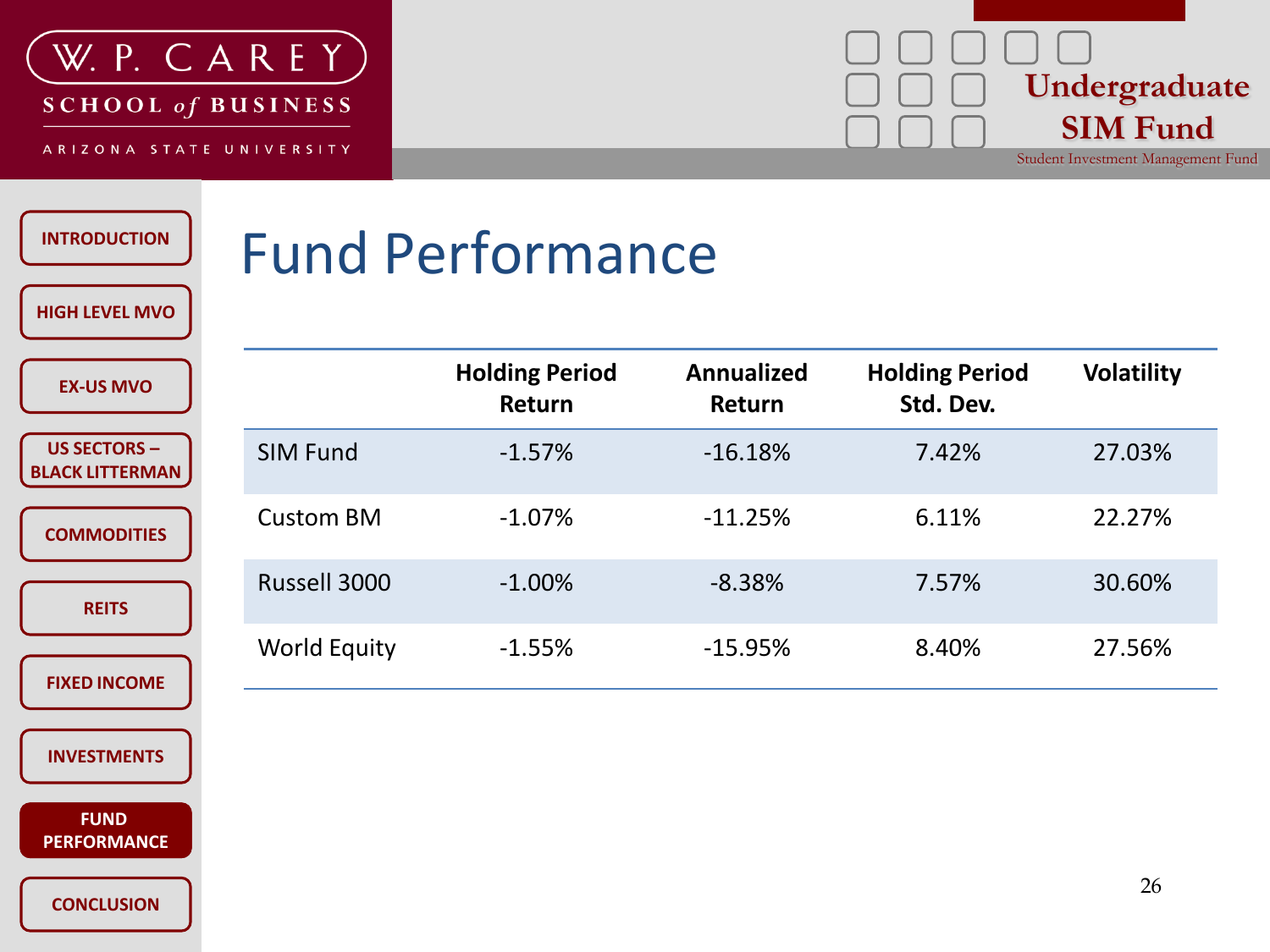# Fund Performance

| | Holding Period Return | Annualized Return | Holding Period Std. Dev. | Volatility |
|---|---|---|---|---|
| SIM Fund | -1.57% | -16.18% | 7.42% | 27.03% |
| Custom BM | -1.07% | -11.25% | 6.11% | 22.27% |
| Russell 3000 | -1.00% | -8.38% | 7.57% | 30.60% |
| World Equity | -1.55% | -15.95% | 8.40% | 27.56% |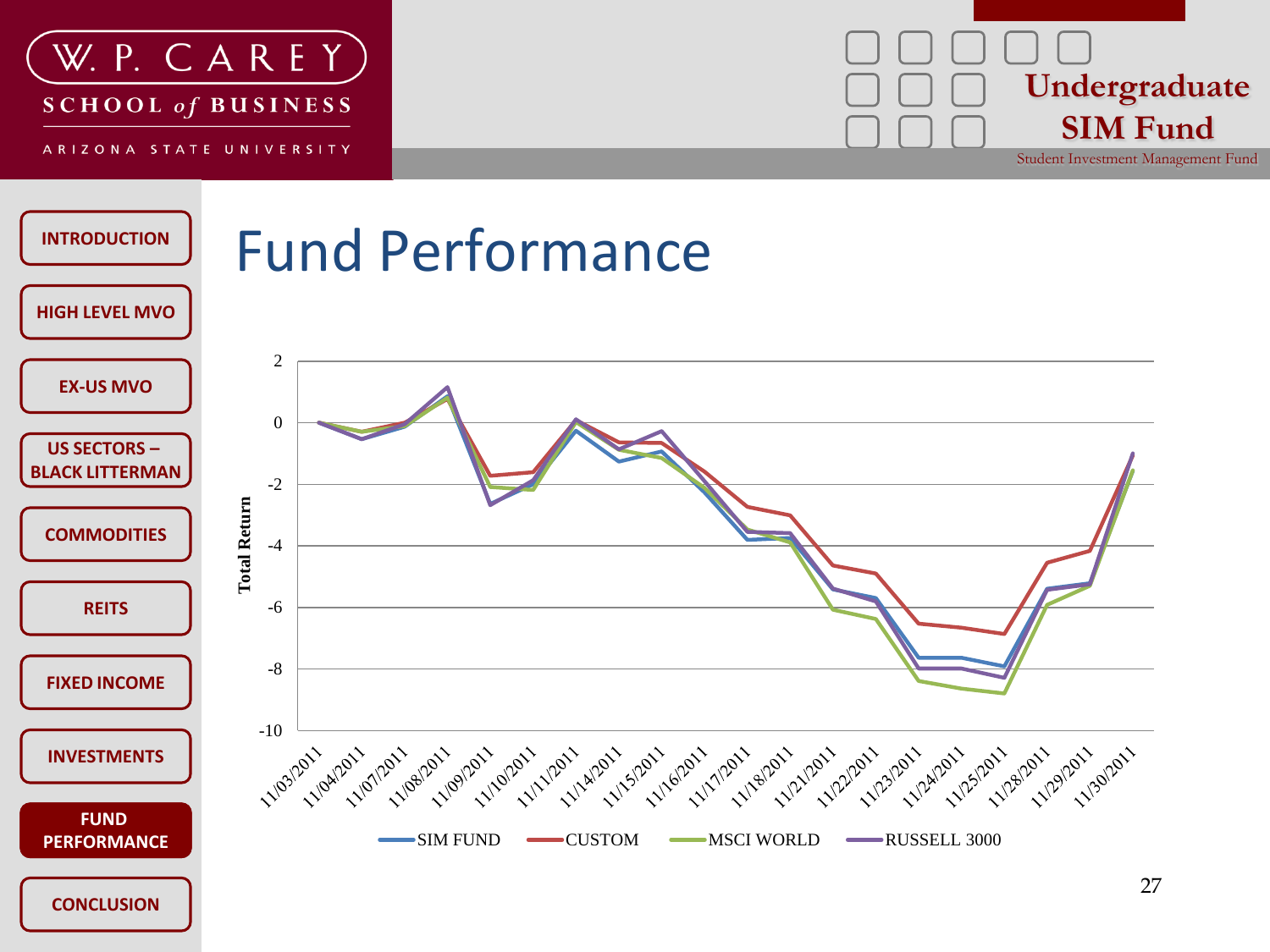# Fund Performance

Total Return

| | 11/03/2011 | 11/04/2011 | 11/07/2011 | 11/08/2011 | 11/09/2011 | 11/10/2011 | 11/11/2011 | 11/14/2011 | 11/15/2011 | 11/16/2011 | 11/17/2011 | 11/18/2011 | 11/21/2011 | 11/22/2011 | 11/23/2011 | 11/24/2011 | 11/25/2011 | 11/28/2011 | 11/29/2011 | 11/30/2011 |
|---|---|---|---|---|---|---|---|---|---|---|---|---|---|---|---|---|---|---|---|---|

SIM FUND — CUSTOM — MSCI WORLD — RUSSELL 3000

Y-axis: 2, 0, -2, -4, -6, -8, -10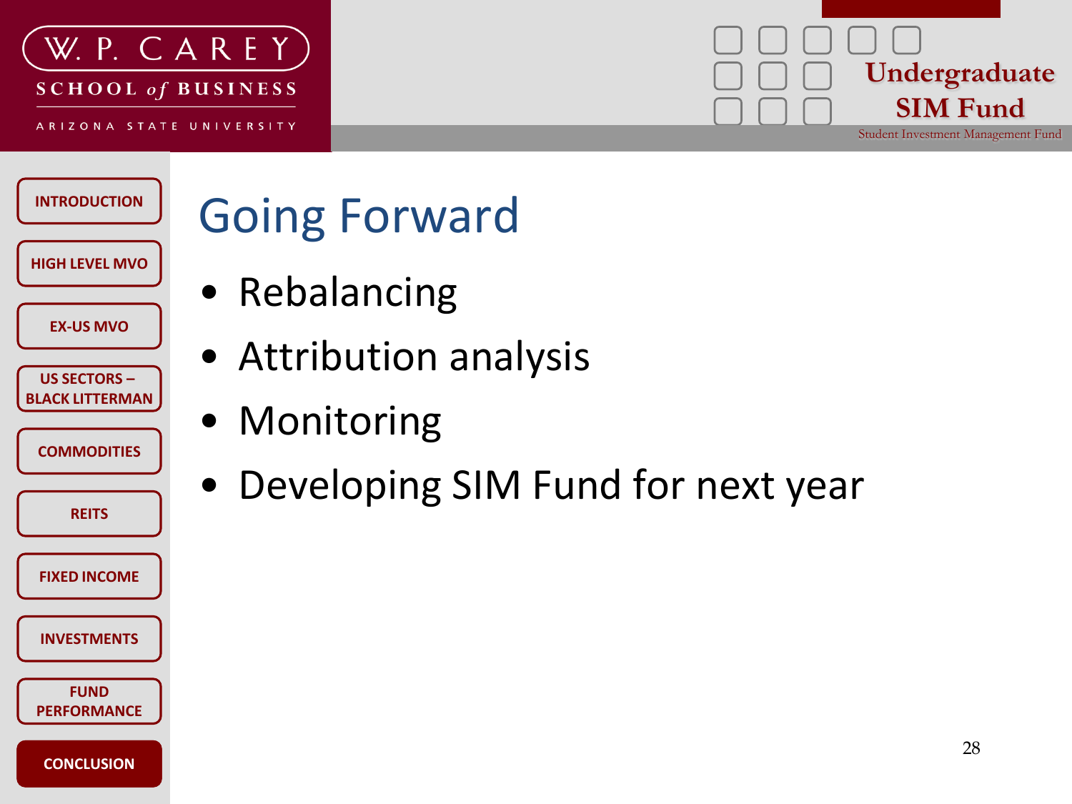# Going Forward

- Rebalancing
- Attribution analysis
- Monitoring
- Developing SIM Fund for next year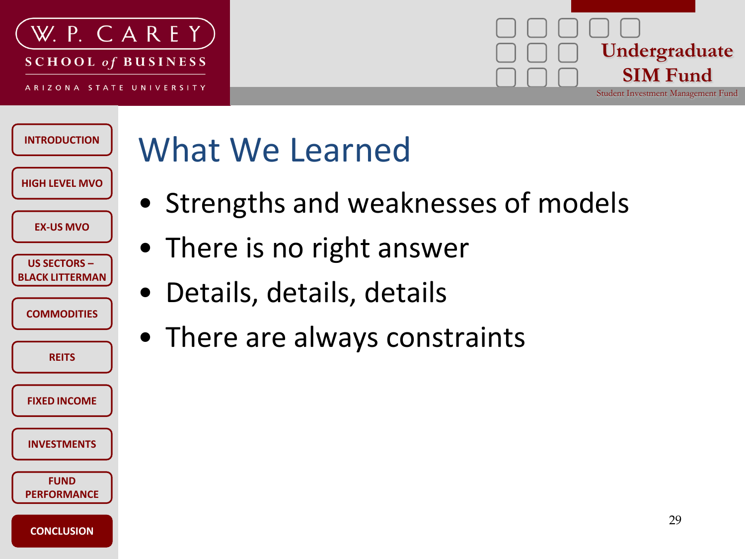# What We Learned

- Strengths and weaknesses of models
- There is no right answer
- Details, details, details
- There are always constraints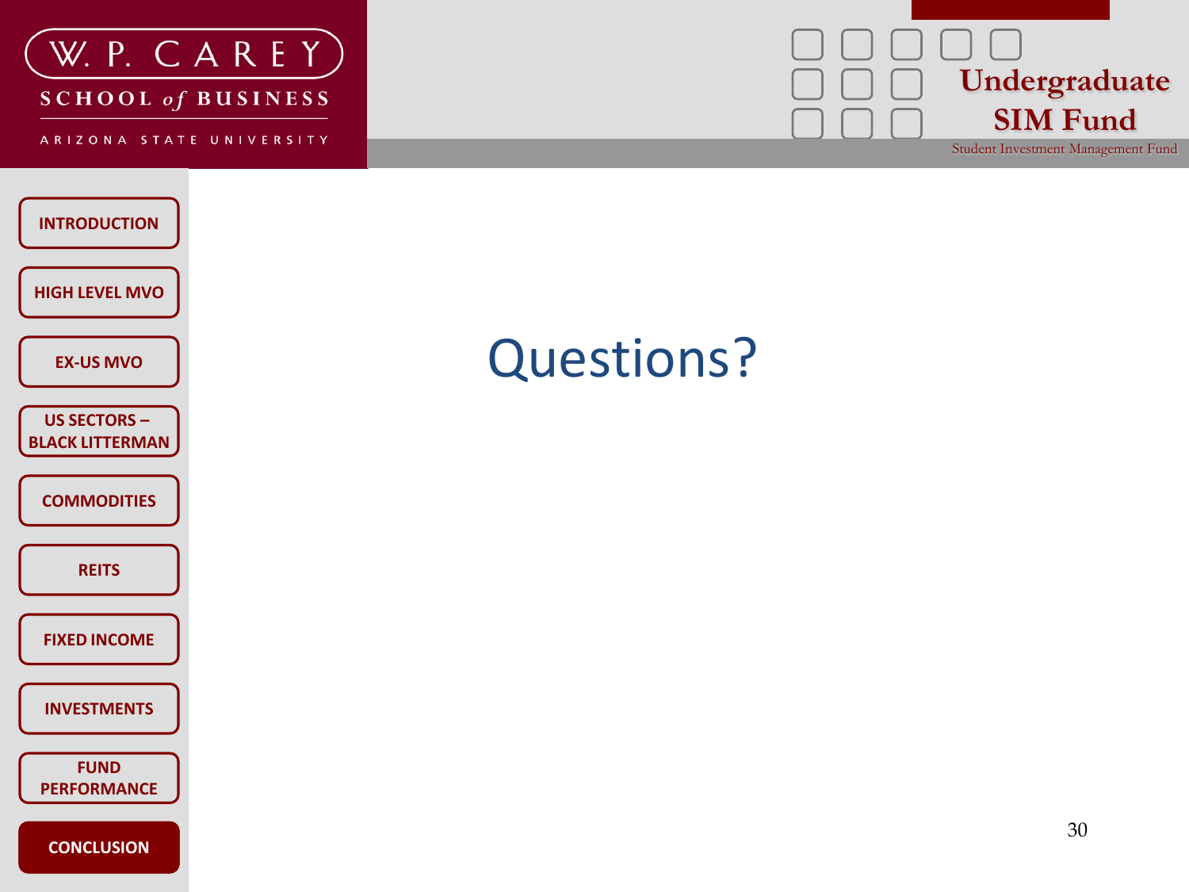# Questions?